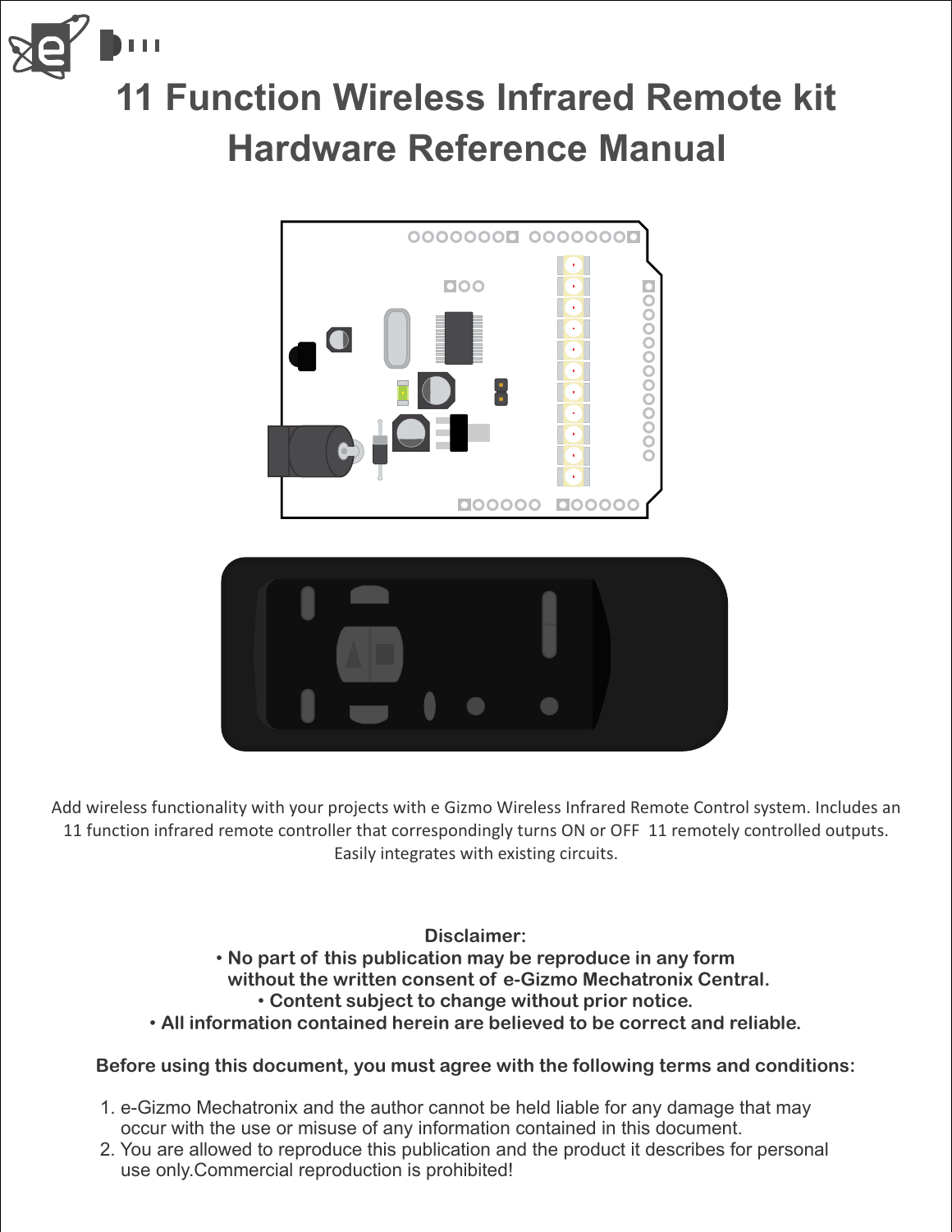# 11 Function Wireless Infrared Remote kit Hardware Reference Manual

Add wireless functionality with your projects with e Gizmo Wireless Infrared Remote Control system. Includes an 11 function infrared remote controller that correspondingly turns ON or OFF 11 remotely controlled outputs. Easily integrates with existing circuits.

**Disclaimer:**

- **No part of this publication may be reproduce in any form without the written consent of e-Gizmo Mechatronix Central.**
- **Content subject to change without prior notice.**
- **All information contained herein are believed to be correct and reliable.**

**Before using this document, you must agree with the following terms and conditions:**

1. e-Gizmo Mechatronix and the author cannot be held liable for any damage that may occur with the use or misuse of any information contained in this document.
2. You are allowed to reproduce this publication and the product it describes for personal use only.Commercial reproduction is prohibited!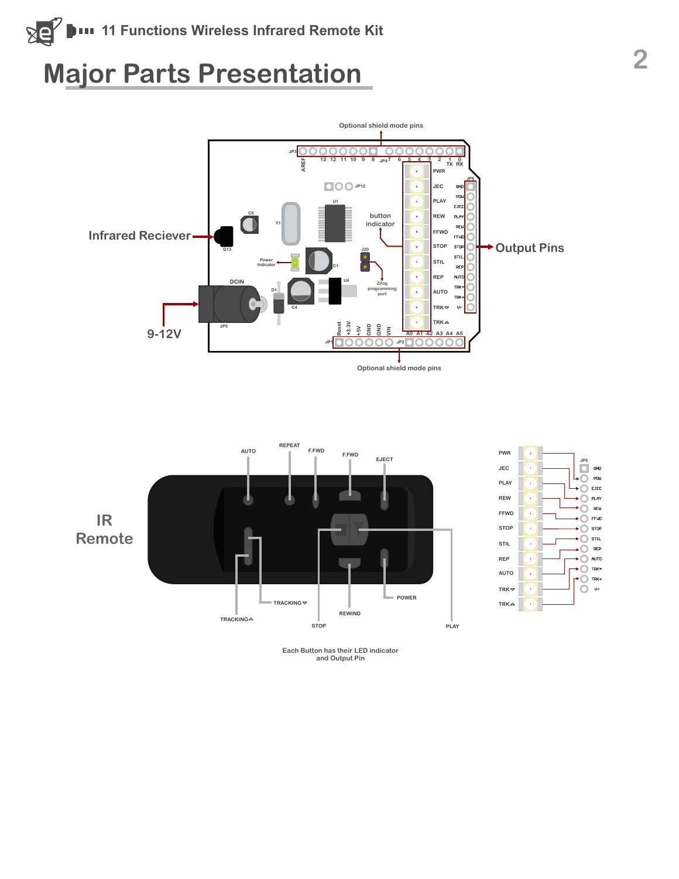# Major Parts Presentation

Optional shield mode pins

Infrared Reciever

button indicator

Output Pins

9-12V

Optional shield mode pins

IR Remote

Each Button has their LED indicator and Output Pin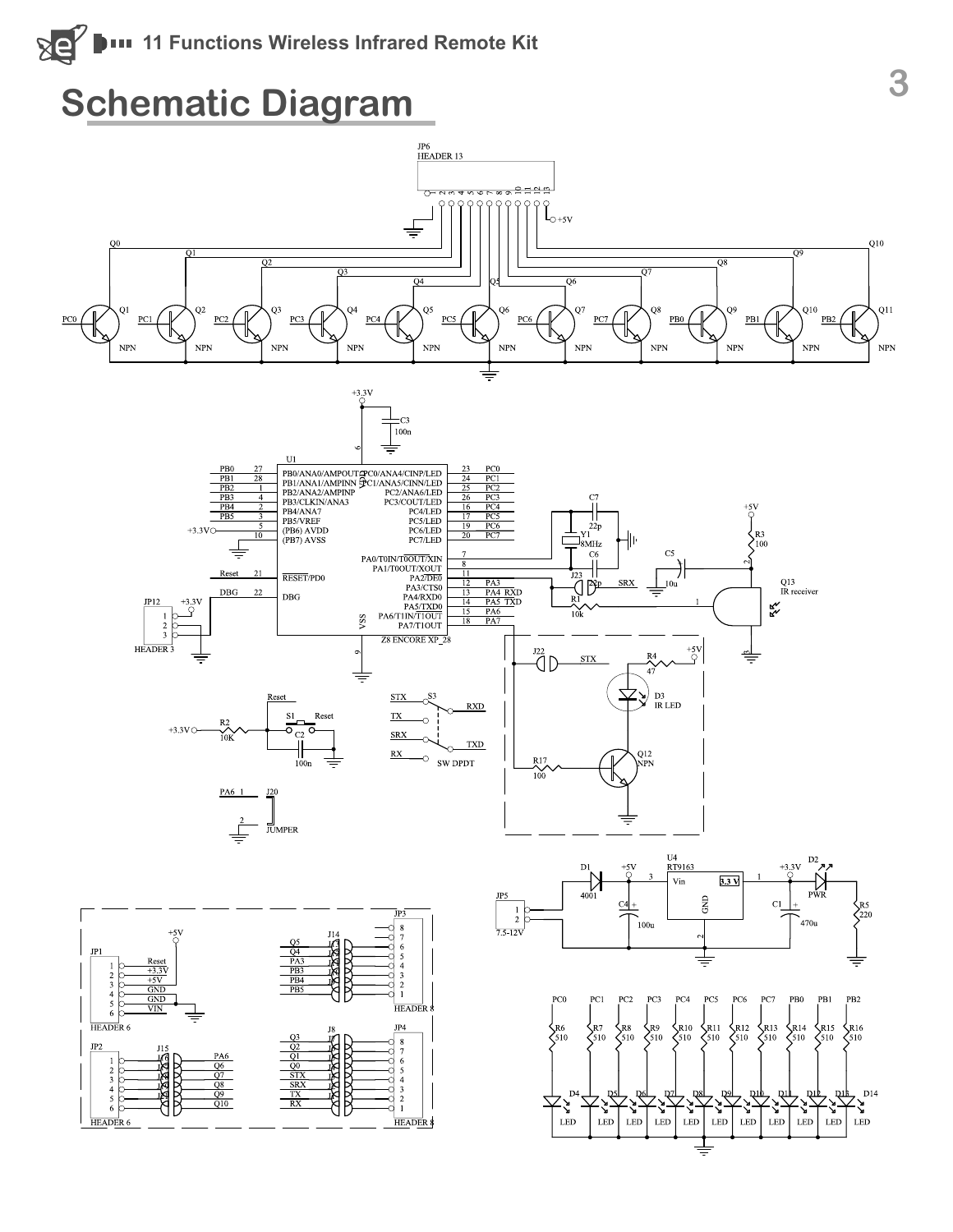# Schematic Diagram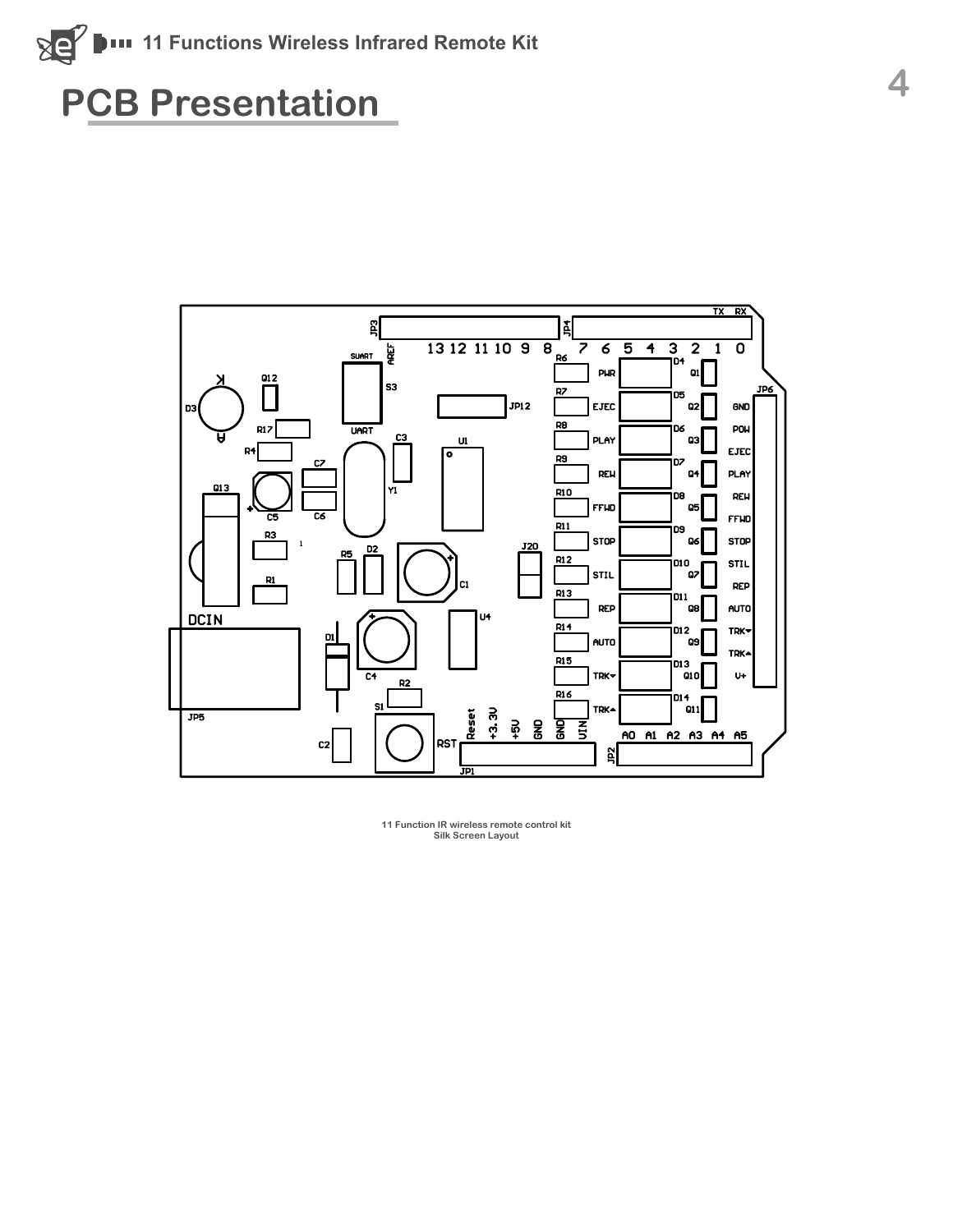# PCB Presentation

11 Function IR wireless remote control kit
Silk Screen Layout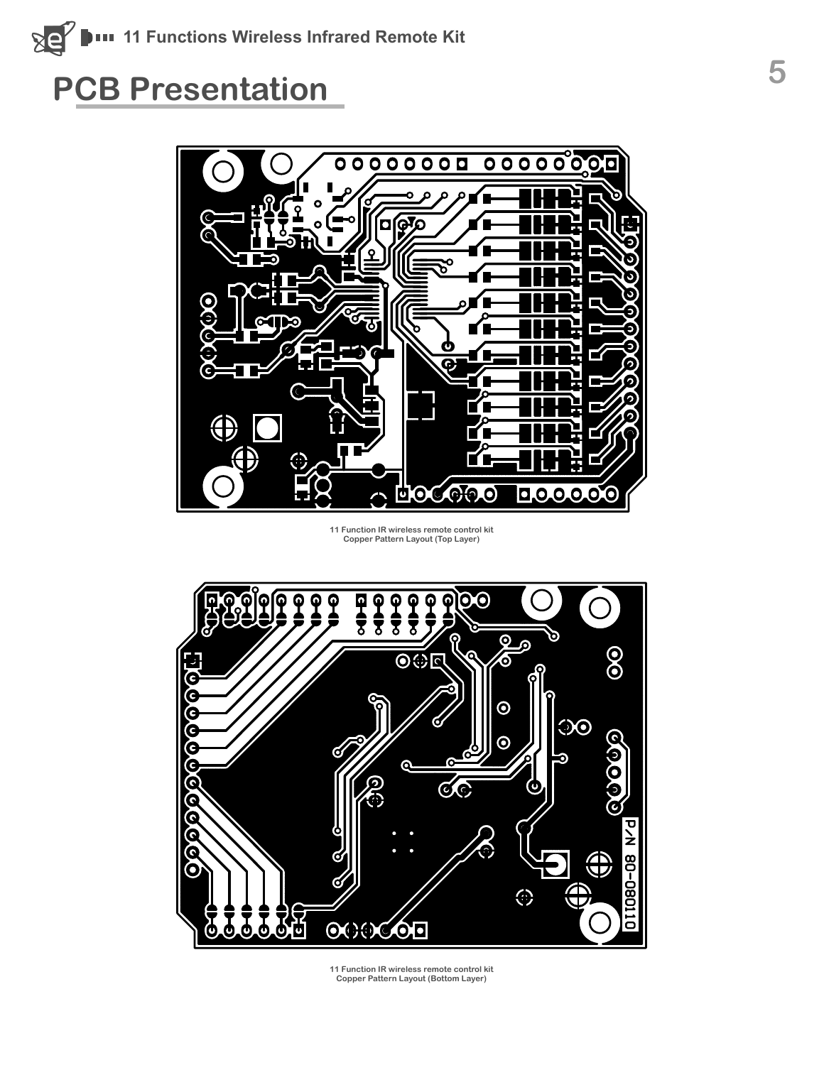# PCB Presentation

11 Function IR wireless remote control kit
Copper Pattern Layout (Top Layer)

P/N 80-080110

11 Function IR wireless remote control kit
Copper Pattern Layout (Bottom Layer)